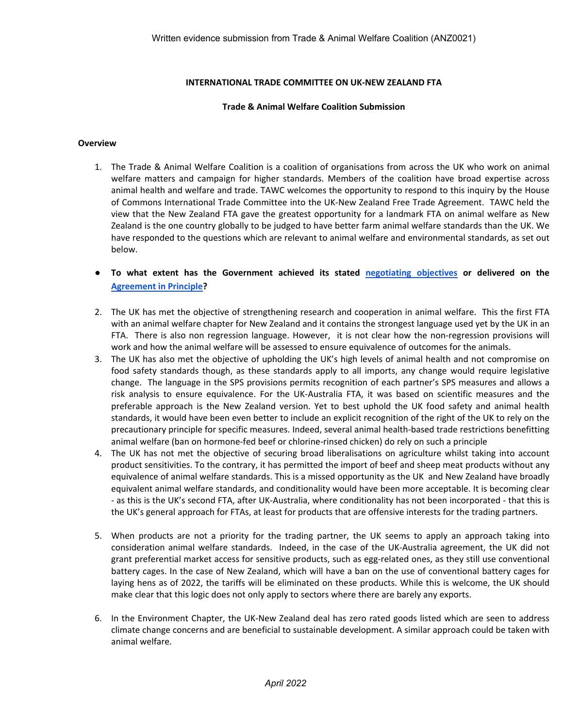Written evidence submission from Trade & Animal Welfare Coalition (ANZ0021)

**INTERNATIONAL TRADE COMMITTEE ON UK-NEW ZEALAND FTA**

**Trade & Animal Welfare Coalition Submission**

**Overview**

1. The Trade & Animal Welfare Coalition is a coalition of organisations from across the UK who work on animal welfare matters and campaign for higher standards. Members of the coalition have broad expertise across animal health and welfare and trade. TAWC welcomes the opportunity to respond to this inquiry by the House of Commons International Trade Committee into the UK-New Zealand Free Trade Agreement. TAWC held the view that the New Zealand FTA gave the greatest opportunity for a landmark FTA on animal welfare as New Zealand is the one country globally to be judged to have better farm animal welfare standards than the UK. We have responded to the questions which are relevant to animal welfare and environmental standards, as set out below.

- **To what extent has the Government achieved its stated [negotiating objectives] or delivered on the [Agreement in Principle]?**

2. The UK has met the objective of strengthening research and cooperation in animal welfare. This the first FTA with an animal welfare chapter for New Zealand and it contains the strongest language used yet by the UK in an FTA. There is also non regression language. However, it is not clear how the non-regression provisions will work and how the animal welfare will be assessed to ensure equivalence of outcomes for the animals.
3. The UK has also met the objective of upholding the UK's high levels of animal health and not compromise on food safety standards though, as these standards apply to all imports, any change would require legislative change. The language in the SPS provisions permits recognition of each partner's SPS measures and allows a risk analysis to ensure equivalence. For the UK-Australia FTA, it was based on scientific measures and the preferable approach is the New Zealand version. Yet to best uphold the UK food safety and animal health standards, it would have been even better to include an explicit recognition of the right of the UK to rely on the precautionary principle for specific measures. Indeed, several animal health-based trade restrictions benefitting animal welfare (ban on hormone-fed beef or chlorine-rinsed chicken) do rely on such a principle
4. The UK has not met the objective of securing broad liberalisations on agriculture whilst taking into account product sensitivities. To the contrary, it has permitted the import of beef and sheep meat products without any equivalence of animal welfare standards. This is a missed opportunity as the UK and New Zealand have broadly equivalent animal welfare standards, and conditionality would have been more acceptable. It is becoming clear - as this is the UK's second FTA, after UK-Australia, where conditionality has not been incorporated - that this is the UK's general approach for FTAs, at least for products that are offensive interests for the trading partners.
5. When products are not a priority for the trading partner, the UK seems to apply an approach taking into consideration animal welfare standards. Indeed, in the case of the UK-Australia agreement, the UK did not grant preferential market access for sensitive products, such as egg-related ones, as they still use conventional battery cages. In the case of New Zealand, which will have a ban on the use of conventional battery cages for laying hens as of 2022, the tariffs will be eliminated on these products. While this is welcome, the UK should make clear that this logic does not only apply to sectors where there are barely any exports.
6. In the Environment Chapter, the UK-New Zealand deal has zero rated goods listed which are seen to address climate change concerns and are beneficial to sustainable development. A similar approach could be taken with animal welfare.

*April 2022*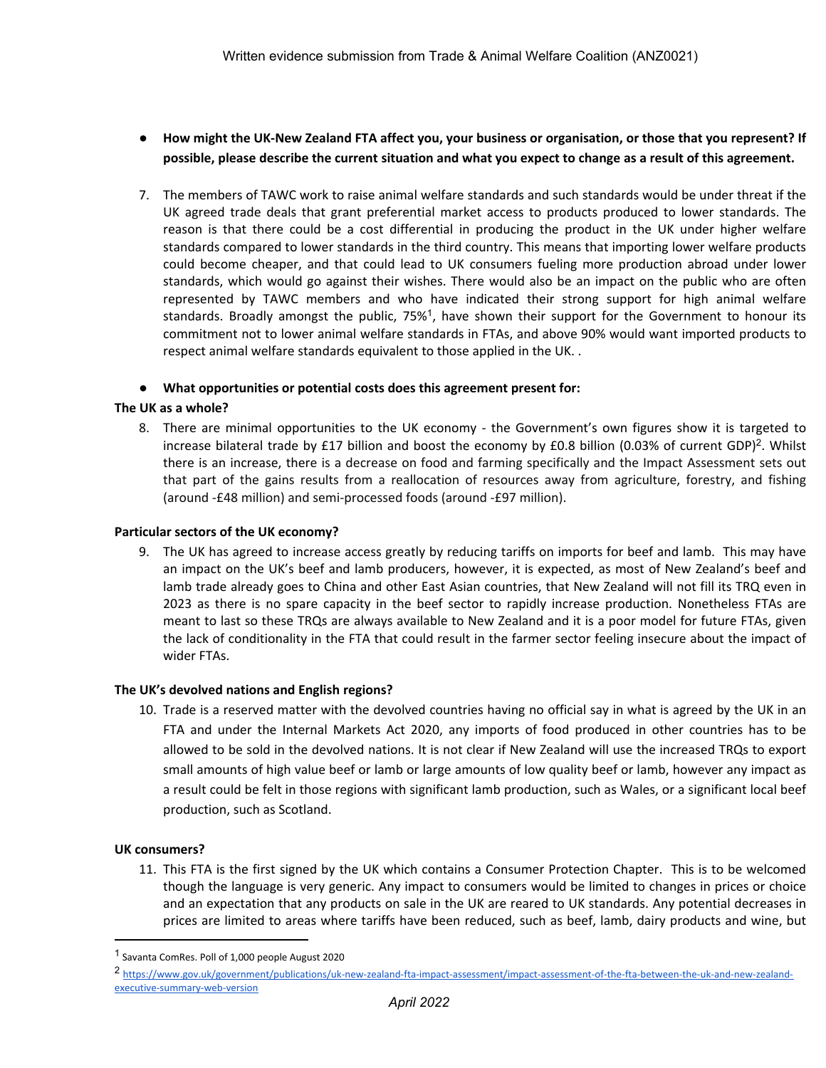- **How might the UK-New Zealand FTA affect you, your business or organisation, or those that you represent? If possible, please describe the current situation and what you expect to change as a result of this agreement.**

7. The members of TAWC work to raise animal welfare standards and such standards would be under threat if the UK agreed trade deals that grant preferential market access to products produced to lower standards. The reason is that there could be a cost differential in producing the product in the UK under higher welfare standards compared to lower standards in the third country. This means that importing lower welfare products could become cheaper, and that could lead to UK consumers fueling more production abroad under lower standards, which would go against their wishes. There would also be an impact on the public who are often represented by TAWC members and who have indicated their strong support for high animal welfare standards. Broadly amongst the public, 75%[1], have shown their support for the Government to honour its commitment not to lower animal welfare standards in FTAs, and above 90% would want imported products to respect animal welfare standards equivalent to those applied in the UK. .

- **What opportunities or potential costs does this agreement present for:**

**The UK as a whole?**

8. There are minimal opportunities to the UK economy - the Government's own figures show it is targeted to increase bilateral trade by £17 billion and boost the economy by £0.8 billion (0.03% of current GDP)[2]. Whilst there is an increase, there is a decrease on food and farming specifically and the Impact Assessment sets out that part of the gains results from a reallocation of resources away from agriculture, forestry, and fishing (around -£48 million) and semi-processed foods (around -£97 million).

**Particular sectors of the UK economy?**

9. The UK has agreed to increase access greatly by reducing tariffs on imports for beef and lamb. This may have an impact on the UK's beef and lamb producers, however, it is expected, as most of New Zealand's beef and lamb trade already goes to China and other East Asian countries, that New Zealand will not fill its TRQ even in 2023 as there is no spare capacity in the beef sector to rapidly increase production. Nonetheless FTAs are meant to last so these TRQs are always available to New Zealand and it is a poor model for future FTAs, given the lack of conditionality in the FTA that could result in the farmer sector feeling insecure about the impact of wider FTAs.

**The UK's devolved nations and English regions?**

10. Trade is a reserved matter with the devolved countries having no official say in what is agreed by the UK in an FTA and under the Internal Markets Act 2020, any imports of food produced in other countries has to be allowed to be sold in the devolved nations. It is not clear if New Zealand will use the increased TRQs to export small amounts of high value beef or lamb or large amounts of low quality beef or lamb, however any impact as a result could be felt in those regions with significant lamb production, such as Wales, or a significant local beef production, such as Scotland.

**UK consumers?**

11. This FTA is the first signed by the UK which contains a Consumer Protection Chapter. This is to be welcomed though the language is very generic. Any impact to consumers would be limited to changes in prices or choice and an expectation that any products on sale in the UK are reared to UK standards. Any potential decreases in prices are limited to areas where tariffs have been reduced, such as beef, lamb, dairy products and wine, but

---

[1] Savanta ComRes. Poll of 1,000 people August 2020

[2] https://www.gov.uk/government/publications/uk-new-zealand-fta-impact-assessment/impact-assessment-of-the-fta-between-the-uk-and-new-zealand-executive-summary-web-version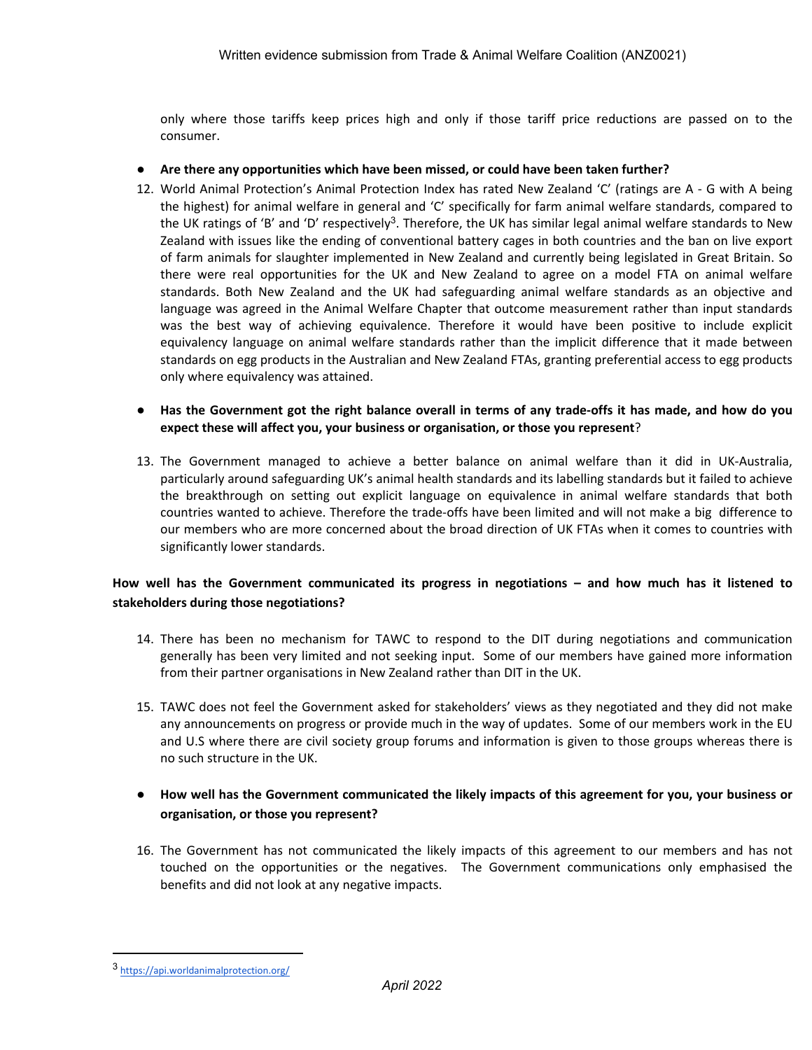only where those tariffs keep prices high and only if those tariff price reductions are passed on to the consumer.

- **Are there any opportunities which have been missed, or could have been taken further?**

12. World Animal Protection's Animal Protection Index has rated New Zealand 'C' (ratings are A - G with A being the highest) for animal welfare in general and 'C' specifically for farm animal welfare standards, compared to the UK ratings of 'B' and 'D' respectively[3]. Therefore, the UK has similar legal animal welfare standards to New Zealand with issues like the ending of conventional battery cages in both countries and the ban on live export of farm animals for slaughter implemented in New Zealand and currently being legislated in Great Britain. So there were real opportunities for the UK and New Zealand to agree on a model FTA on animal welfare standards. Both New Zealand and the UK had safeguarding animal welfare standards as an objective and language was agreed in the Animal Welfare Chapter that outcome measurement rather than input standards was the best way of achieving equivalence. Therefore it would have been positive to include explicit equivalency language on animal welfare standards rather than the implicit difference that it made between standards on egg products in the Australian and New Zealand FTAs, granting preferential access to egg products only where equivalency was attained.

- **Has the Government got the right balance overall in terms of any trade-offs it has made, and how do you expect these will affect you, your business or organisation, or those you represent**?

13. The Government managed to achieve a better balance on animal welfare than it did in UK-Australia, particularly around safeguarding UK's animal health standards and its labelling standards but it failed to achieve the breakthrough on setting out explicit language on equivalence in animal welfare standards that both countries wanted to achieve. Therefore the trade-offs have been limited and will not make a big difference to our members who are more concerned about the broad direction of UK FTAs when it comes to countries with significantly lower standards.

**How well has the Government communicated its progress in negotiations – and how much has it listened to stakeholders during those negotiations?**

14. There has been no mechanism for TAWC to respond to the DIT during negotiations and communication generally has been very limited and not seeking input. Some of our members have gained more information from their partner organisations in New Zealand rather than DIT in the UK.

15. TAWC does not feel the Government asked for stakeholders' views as they negotiated and they did not make any announcements on progress or provide much in the way of updates. Some of our members work in the EU and U.S where there are civil society group forums and information is given to those groups whereas there is no such structure in the UK.

- **How well has the Government communicated the likely impacts of this agreement for you, your business or organisation, or those you represent?**

16. The Government has not communicated the likely impacts of this agreement to our members and has not touched on the opportunities or the negatives. The Government communications only emphasised the benefits and did not look at any negative impacts.

---

[3] https://api.worldanimalprotection.org/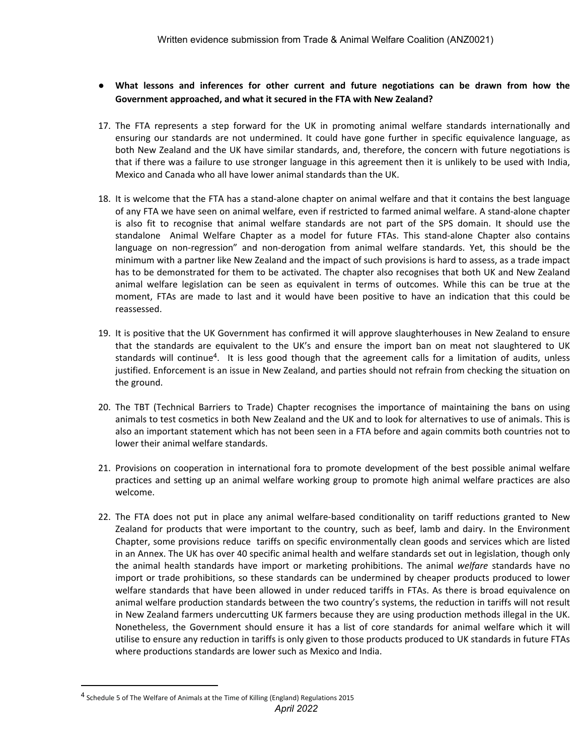- **What lessons and inferences for other current and future negotiations can be drawn from how the Government approached, and what it secured in the FTA with New Zealand?**

17. The FTA represents a step forward for the UK in promoting animal welfare standards internationally and ensuring our standards are not undermined. It could have gone further in specific equivalence language, as both New Zealand and the UK have similar standards, and, therefore, the concern with future negotiations is that if there was a failure to use stronger language in this agreement then it is unlikely to be used with India, Mexico and Canada who all have lower animal standards than the UK.

18. It is welcome that the FTA has a stand-alone chapter on animal welfare and that it contains the best language of any FTA we have seen on animal welfare, even if restricted to farmed animal welfare. A stand-alone chapter is also fit to recognise that animal welfare standards are not part of the SPS domain. It should use the standalone Animal Welfare Chapter as a model for future FTAs. This stand-alone Chapter also contains language on non-regression" and non-derogation from animal welfare standards. Yet, this should be the minimum with a partner like New Zealand and the impact of such provisions is hard to assess, as a trade impact has to be demonstrated for them to be activated. The chapter also recognises that both UK and New Zealand animal welfare legislation can be seen as equivalent in terms of outcomes. While this can be true at the moment, FTAs are made to last and it would have been positive to have an indication that this could be reassessed.

19. It is positive that the UK Government has confirmed it will approve slaughterhouses in New Zealand to ensure that the standards are equivalent to the UK's and ensure the import ban on meat not slaughtered to UK standards will continue[4]. It is less good though that the agreement calls for a limitation of audits, unless justified. Enforcement is an issue in New Zealand, and parties should not refrain from checking the situation on the ground.

20. The TBT (Technical Barriers to Trade) Chapter recognises the importance of maintaining the bans on using animals to test cosmetics in both New Zealand and the UK and to look for alternatives to use of animals. This is also an important statement which has not been seen in a FTA before and again commits both countries not to lower their animal welfare standards.

21. Provisions on cooperation in international fora to promote development of the best possible animal welfare practices and setting up an animal welfare working group to promote high animal welfare practices are also welcome.

22. The FTA does not put in place any animal welfare-based conditionality on tariff reductions granted to New Zealand for products that were important to the country, such as beef, lamb and dairy. In the Environment Chapter, some provisions reduce tariffs on specific environmentally clean goods and services which are listed in an Annex. The UK has over 40 specific animal health and welfare standards set out in legislation, though only the animal health standards have import or marketing prohibitions. The animal *welfare* standards have no import or trade prohibitions, so these standards can be undermined by cheaper products produced to lower welfare standards that have been allowed in under reduced tariffs in FTAs. As there is broad equivalence on animal welfare production standards between the two country's systems, the reduction in tariffs will not result in New Zealand farmers undercutting UK farmers because they are using production methods illegal in the UK. Nonetheless, the Government should ensure it has a list of core standards for animal welfare which it will utilise to ensure any reduction in tariffs is only given to those products produced to UK standards in future FTAs where productions standards are lower such as Mexico and India.

---

[4] Schedule 5 of The Welfare of Animals at the Time of Killing (England) Regulations 2015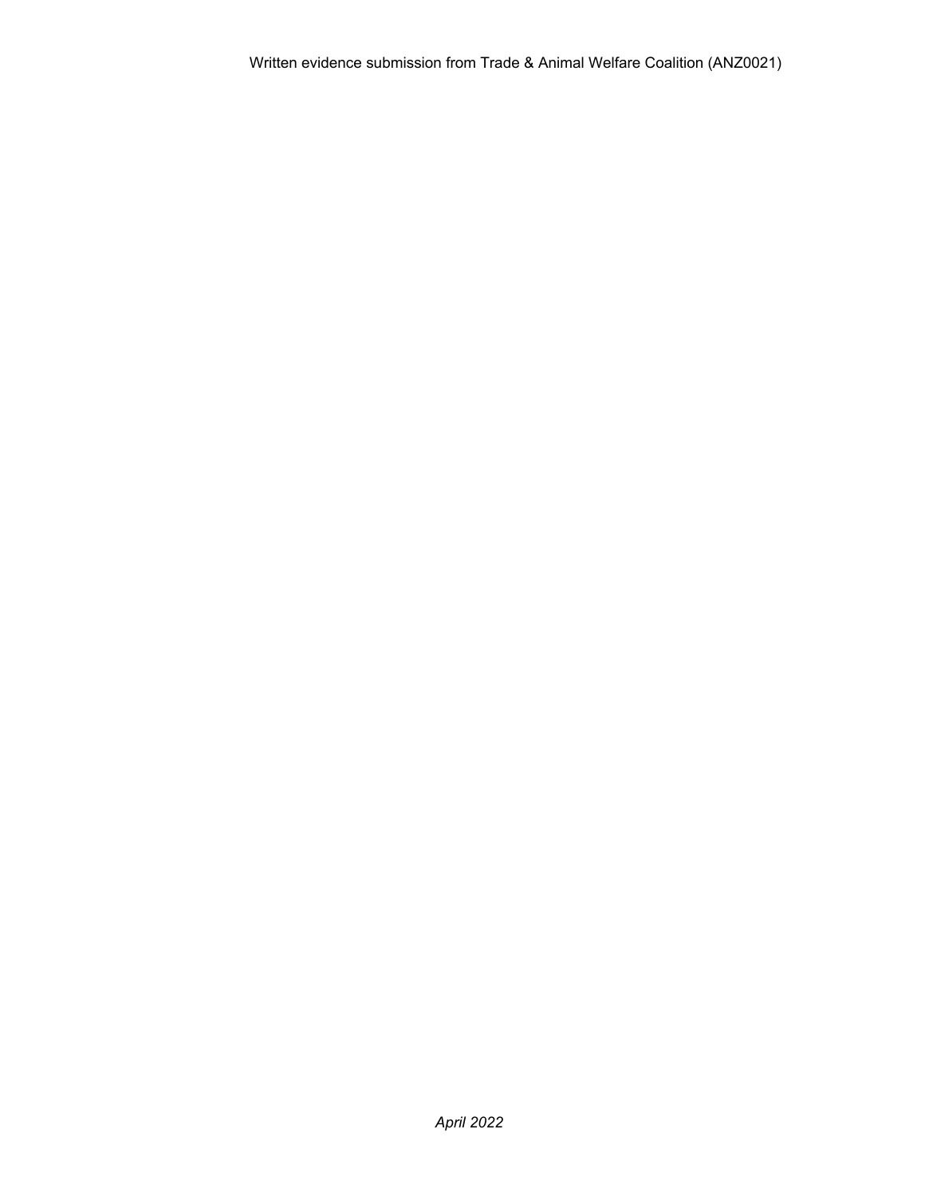*April 2022*